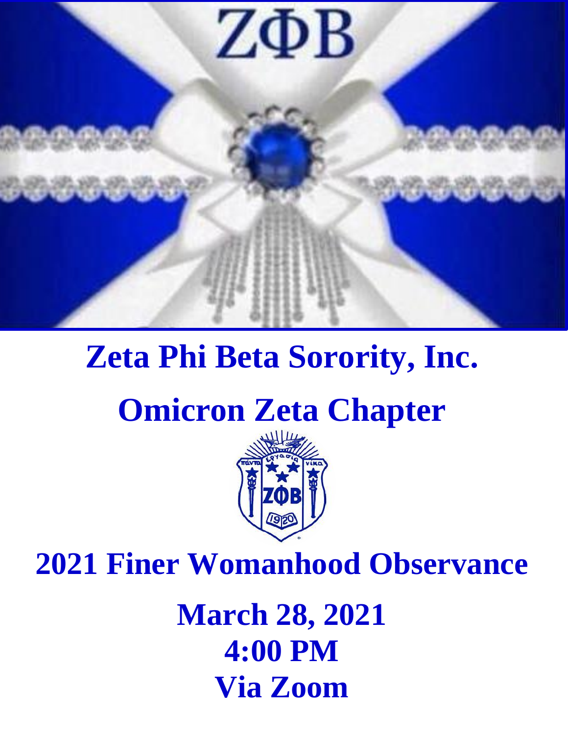# Zeta Phi Beta Sorority, Inc.

# Omicron Zeta Chapter

## 2021 Finer Womanhood Observance

**March 28, 2021**
**4:00 PM**
**Via Zoom**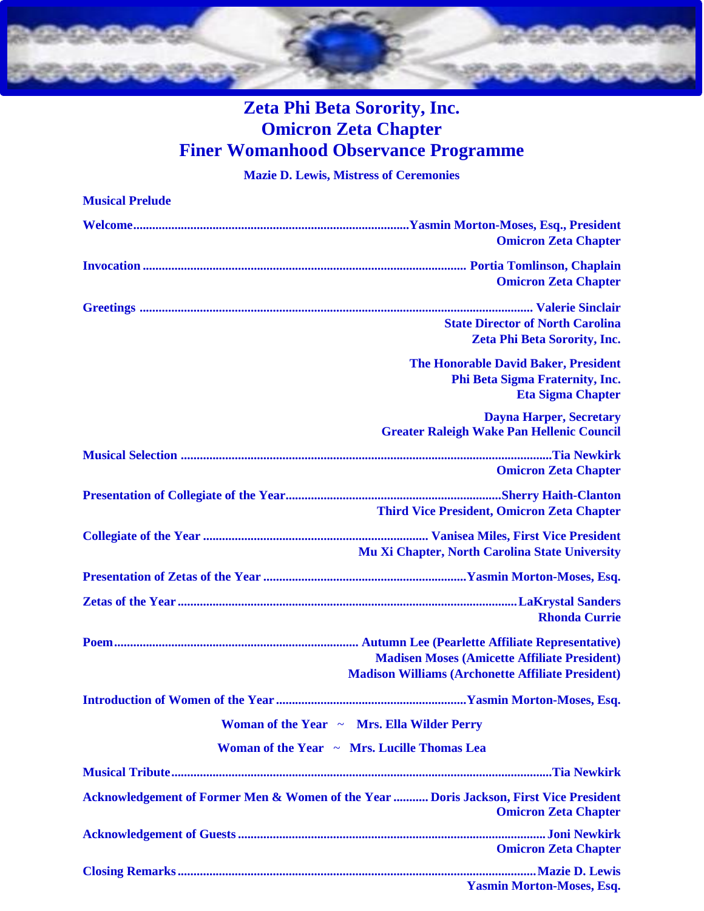# Zeta Phi Beta Sorority, Inc.
# Omicron Zeta Chapter
# Finer Womanhood Observance Programme

**Mazie D. Lewis, Mistress of Ceremonies**

**Musical Prelude**

**Welcome**......................................................................................**Yasmin Morton-Moses, Esq., President**
**Omicron Zeta Chapter**

**Invocation** ..................................................................................................... **Portia Tomlinson, Chaplain**
**Omicron Zeta Chapter**

**Greetings** ......................................................................................................................... **Valerie Sinclair**
**State Director of North Carolina**
**Zeta Phi Beta Sorority, Inc.**

**The Honorable David Baker, President**
**Phi Beta Sigma Fraternity, Inc.**
**Eta Sigma Chapter**

**Dayna Harper, Secretary**
**Greater Raleigh Wake Pan Hellenic Council**

**Musical Selection** ...................................................................................................................**Tia Newkirk**
**Omicron Zeta Chapter**

**Presentation of Collegiate of the Year**...................................................................**Sherry Haith-Clanton**
**Third Vice President, Omicron Zeta Chapter**

**Collegiate of the Year** ...................................................................... **Vanisea Miles, First Vice President**
**Mu Xi Chapter, North Carolina State University**

**Presentation of Zetas of the Year** ...............................................................**Yasmin Morton-Moses, Esq.**

**Zetas of the Year**.........................................................................................................**LaKrystal Sanders**
**Rhonda Currie**

**Poem**............................................................................ **Autumn Lee (Pearlette Affiliate Representative)**
**Madisen Moses (Amicette Affiliate President)**
**Madison Williams (Archonette Affiliate President)**

**Introduction of Women of the Year**...........................................................**Yasmin Morton-Moses, Esq.**

**Woman of the Year ~ Mrs. Ella Wilder Perry**

**Woman of the Year ~ Mrs. Lucille Thomas Lea**

**Musical Tribute**......................................................................................................................**Tia Newkirk**

**Acknowledgement of Former Men & Women of the Year** ........... **Doris Jackson, First Vice President**
**Omicron Zeta Chapter**

**Acknowledgement of Guests**................................................................................................**Joni Newkirk**
**Omicron Zeta Chapter**

**Closing Remarks**...............................................................................................................**Mazie D. Lewis**
**Yasmin Morton-Moses, Esq.**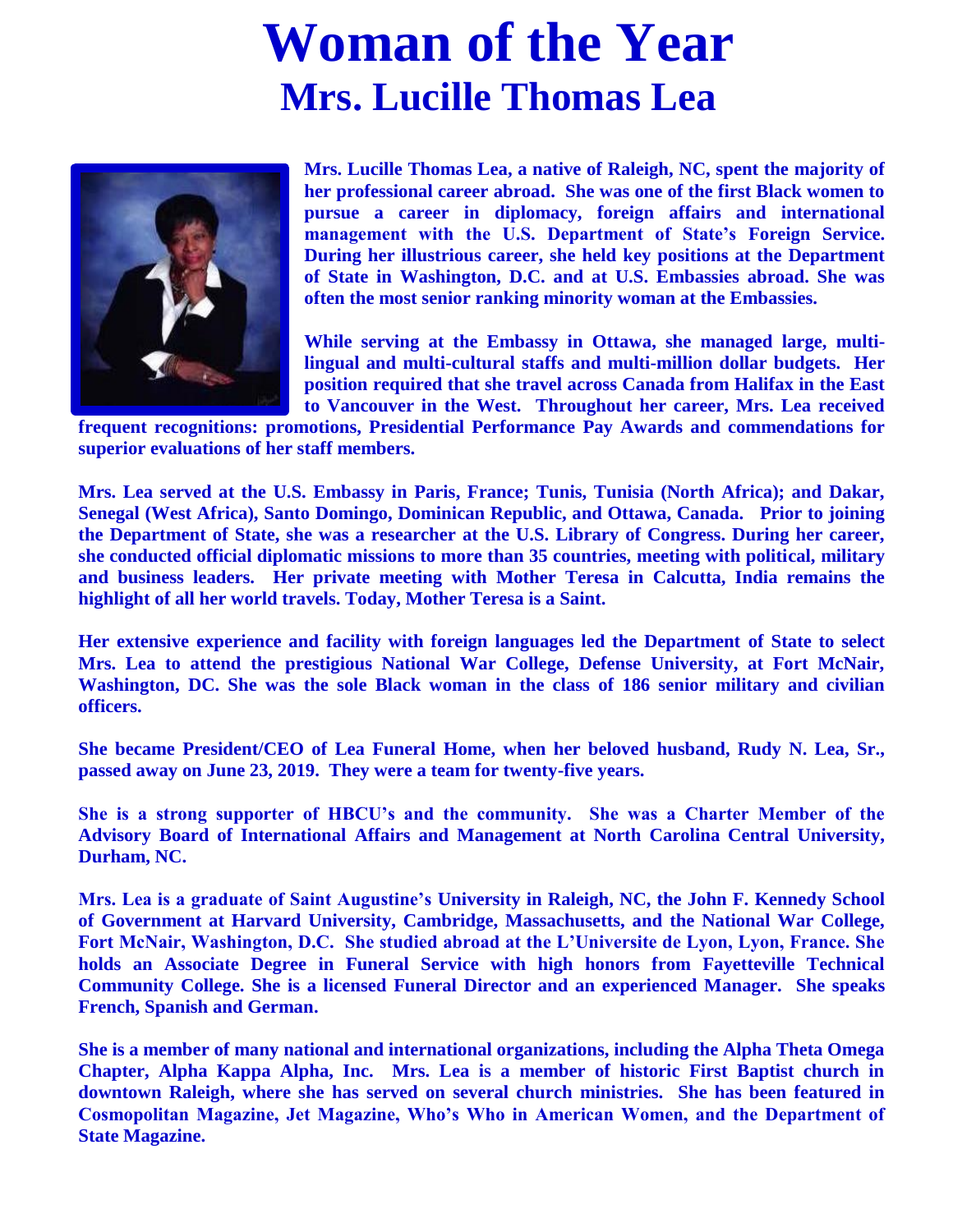# Woman of the Year

## Mrs. Lucille Thomas Lea

**Mrs. Lucille Thomas Lea, a native of Raleigh, NC, spent the majority of her professional career abroad. She was one of the first Black women to pursue a career in diplomacy, foreign affairs and international management with the U.S. Department of State's Foreign Service. During her illustrious career, she held key positions at the Department of State in Washington, D.C. and at U.S. Embassies abroad. She was often the most senior ranking minority woman at the Embassies.**

**While serving at the Embassy in Ottawa, she managed large, multi-lingual and multi-cultural staffs and multi-million dollar budgets. Her position required that she travel across Canada from Halifax in the East to Vancouver in the West. Throughout her career, Mrs. Lea received frequent recognitions: promotions, Presidential Performance Pay Awards and commendations for superior evaluations of her staff members.**

**Mrs. Lea served at the U.S. Embassy in Paris, France; Tunis, Tunisia (North Africa); and Dakar, Senegal (West Africa), Santo Domingo, Dominican Republic, and Ottawa, Canada. Prior to joining the Department of State, she was a researcher at the U.S. Library of Congress. During her career, she conducted official diplomatic missions to more than 35 countries, meeting with political, military and business leaders. Her private meeting with Mother Teresa in Calcutta, India remains the highlight of all her world travels. Today, Mother Teresa is a Saint.**

**Her extensive experience and facility with foreign languages led the Department of State to select Mrs. Lea to attend the prestigious National War College, Defense University, at Fort McNair, Washington, DC. She was the sole Black woman in the class of 186 senior military and civilian officers.**

**She became President/CEO of Lea Funeral Home, when her beloved husband, Rudy N. Lea, Sr., passed away on June 23, 2019. They were a team for twenty-five years.**

**She is a strong supporter of HBCU's and the community. She was a Charter Member of the Advisory Board of International Affairs and Management at North Carolina Central University, Durham, NC.**

**Mrs. Lea is a graduate of Saint Augustine's University in Raleigh, NC, the John F. Kennedy School of Government at Harvard University, Cambridge, Massachusetts, and the National War College, Fort McNair, Washington, D.C. She studied abroad at the L'Universite de Lyon, Lyon, France. She holds an Associate Degree in Funeral Service with high honors from Fayetteville Technical Community College. She is a licensed Funeral Director and an experienced Manager. She speaks French, Spanish and German.**

**She is a member of many national and international organizations, including the Alpha Theta Omega Chapter, Alpha Kappa Alpha, Inc. Mrs. Lea is a member of historic First Baptist church in downtown Raleigh, where she has served on several church ministries. She has been featured in Cosmopolitan Magazine, Jet Magazine, Who's Who in American Women, and the Department of State Magazine.**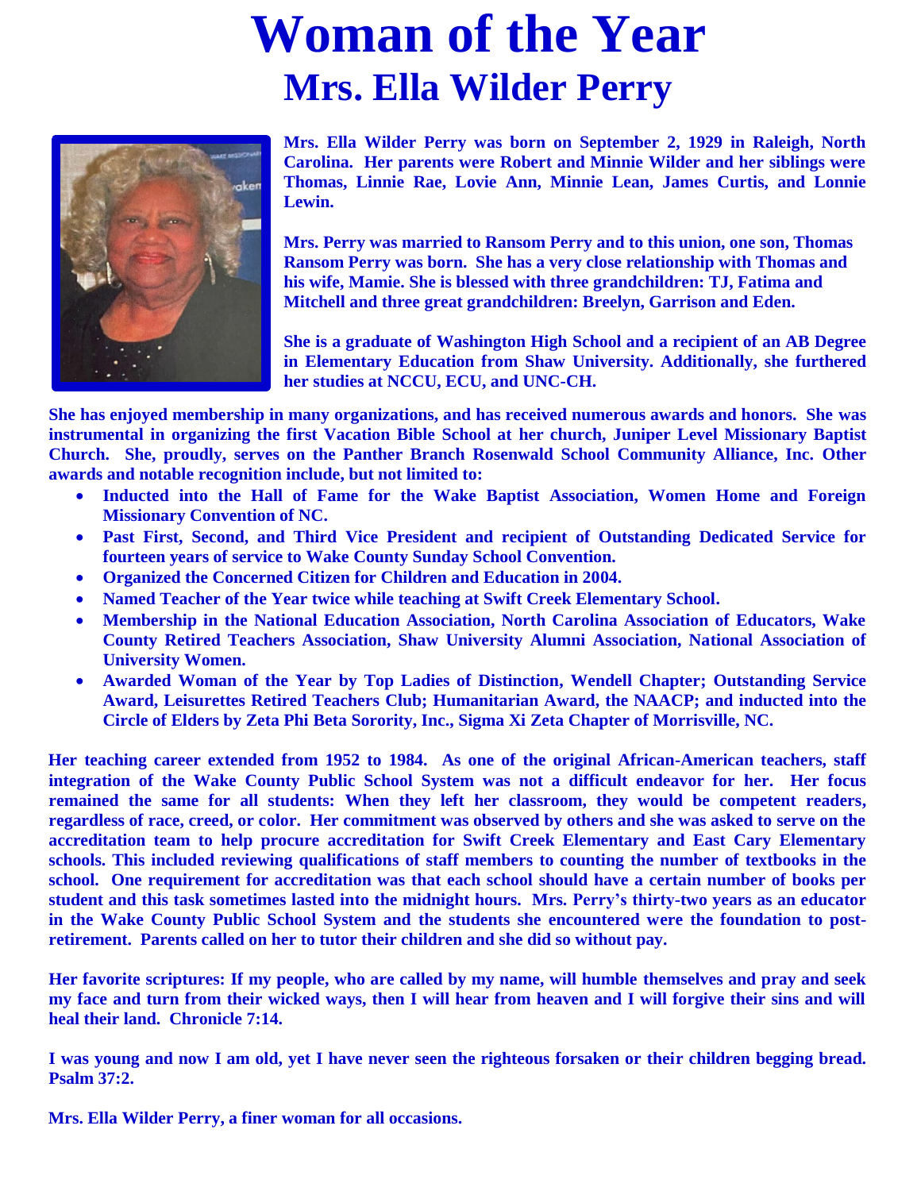# Woman of the Year

## Mrs. Ella Wilder Perry

**Mrs. Ella Wilder Perry was born on September 2, 1929 in Raleigh, North Carolina. Her parents were Robert and Minnie Wilder and her siblings were Thomas, Linnie Rae, Lovie Ann, Minnie Lean, James Curtis, and Lonnie Lewin.**

**Mrs. Perry was married to Ransom Perry and to this union, one son, Thomas Ransom Perry was born. She has a very close relationship with Thomas and his wife, Mamie. She is blessed with three grandchildren: TJ, Fatima and Mitchell and three great grandchildren: Breelyn, Garrison and Eden.**

**She is a graduate of Washington High School and a recipient of an AB Degree in Elementary Education from Shaw University. Additionally, she furthered her studies at NCCU, ECU, and UNC-CH.**

**She has enjoyed membership in many organizations, and has received numerous awards and honors. She was instrumental in organizing the first Vacation Bible School at her church, Juniper Level Missionary Baptist Church. She, proudly, serves on the Panther Branch Rosenwald School Community Alliance, Inc. Other awards and notable recognition include, but not limited to:**

- **Inducted into the Hall of Fame for the Wake Baptist Association, Women Home and Foreign Missionary Convention of NC.**
- **Past First, Second, and Third Vice President and recipient of Outstanding Dedicated Service for fourteen years of service to Wake County Sunday School Convention.**
- **Organized the Concerned Citizen for Children and Education in 2004.**
- **Named Teacher of the Year twice while teaching at Swift Creek Elementary School.**
- **Membership in the National Education Association, North Carolina Association of Educators, Wake County Retired Teachers Association, Shaw University Alumni Association, National Association of University Women.**
- **Awarded Woman of the Year by Top Ladies of Distinction, Wendell Chapter; Outstanding Service Award, Leisurettes Retired Teachers Club; Humanitarian Award, the NAACP; and inducted into the Circle of Elders by Zeta Phi Beta Sorority, Inc., Sigma Xi Zeta Chapter of Morrisville, NC.**

**Her teaching career extended from 1952 to 1984. As one of the original African-American teachers, staff integration of the Wake County Public School System was not a difficult endeavor for her. Her focus remained the same for all students: When they left her classroom, they would be competent readers, regardless of race, creed, or color. Her commitment was observed by others and she was asked to serve on the accreditation team to help procure accreditation for Swift Creek Elementary and East Cary Elementary schools. This included reviewing qualifications of staff members to counting the number of textbooks in the school. One requirement for accreditation was that each school should have a certain number of books per student and this task sometimes lasted into the midnight hours. Mrs. Perry's thirty-two years as an educator in the Wake County Public School System and the students she encountered were the foundation to post-retirement. Parents called on her to tutor their children and she did so without pay.**

**Her favorite scriptures: If my people, who are called by my name, will humble themselves and pray and seek my face and turn from their wicked ways, then I will hear from heaven and I will forgive their sins and will heal their land. Chronicle 7:14.**

**I was young and now I am old, yet I have never seen the righteous forsaken or their children begging bread. Psalm 37:2.**

**Mrs. Ella Wilder Perry, a finer woman for all occasions.**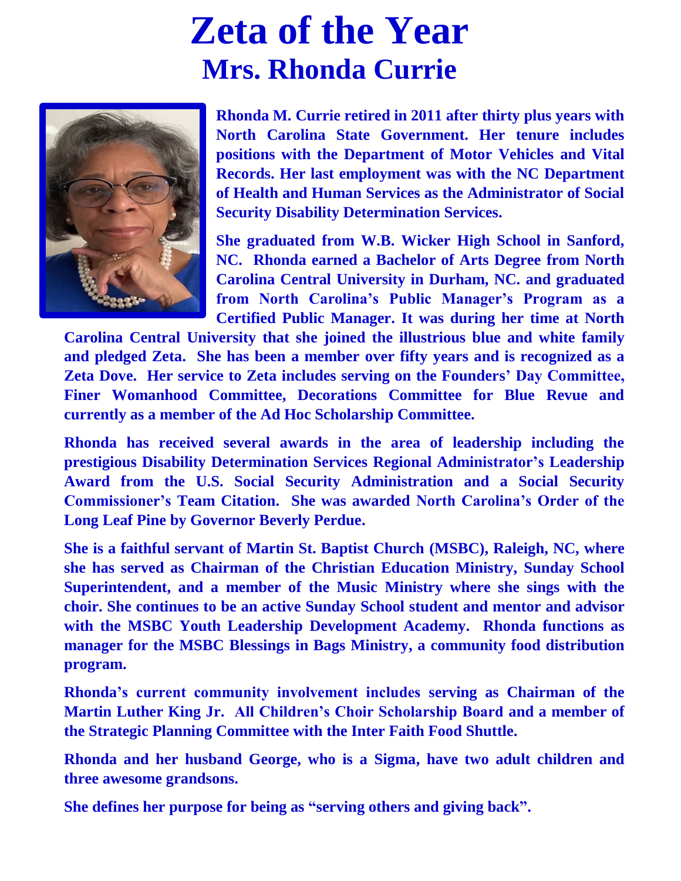# Zeta of the Year

## Mrs. Rhonda Currie

**Rhonda M. Currie retired in 2011 after thirty plus years with North Carolina State Government. Her tenure includes positions with the Department of Motor Vehicles and Vital Records. Her last employment was with the NC Department of Health and Human Services as the Administrator of Social Security Disability Determination Services.**

**She graduated from W.B. Wicker High School in Sanford, NC. Rhonda earned a Bachelor of Arts Degree from North Carolina Central University in Durham, NC. and graduated from North Carolina's Public Manager's Program as a Certified Public Manager. It was during her time at North Carolina Central University that she joined the illustrious blue and white family and pledged Zeta. She has been a member over fifty years and is recognized as a Zeta Dove. Her service to Zeta includes serving on the Founders' Day Committee, Finer Womanhood Committee, Decorations Committee for Blue Revue and currently as a member of the Ad Hoc Scholarship Committee.**

**Rhonda has received several awards in the area of leadership including the prestigious Disability Determination Services Regional Administrator's Leadership Award from the U.S. Social Security Administration and a Social Security Commissioner's Team Citation. She was awarded North Carolina's Order of the Long Leaf Pine by Governor Beverly Perdue.**

**She is a faithful servant of Martin St. Baptist Church (MSBC), Raleigh, NC, where she has served as Chairman of the Christian Education Ministry, Sunday School Superintendent, and a member of the Music Ministry where she sings with the choir. She continues to be an active Sunday School student and mentor and advisor with the MSBC Youth Leadership Development Academy. Rhonda functions as manager for the MSBC Blessings in Bags Ministry, a community food distribution program.**

**Rhonda's current community involvement includes serving as Chairman of the Martin Luther King Jr. All Children's Choir Scholarship Board and a member of the Strategic Planning Committee with the Inter Faith Food Shuttle.**

**Rhonda and her husband George, who is a Sigma, have two adult children and three awesome grandsons.**

**She defines her purpose for being as "serving others and giving back".**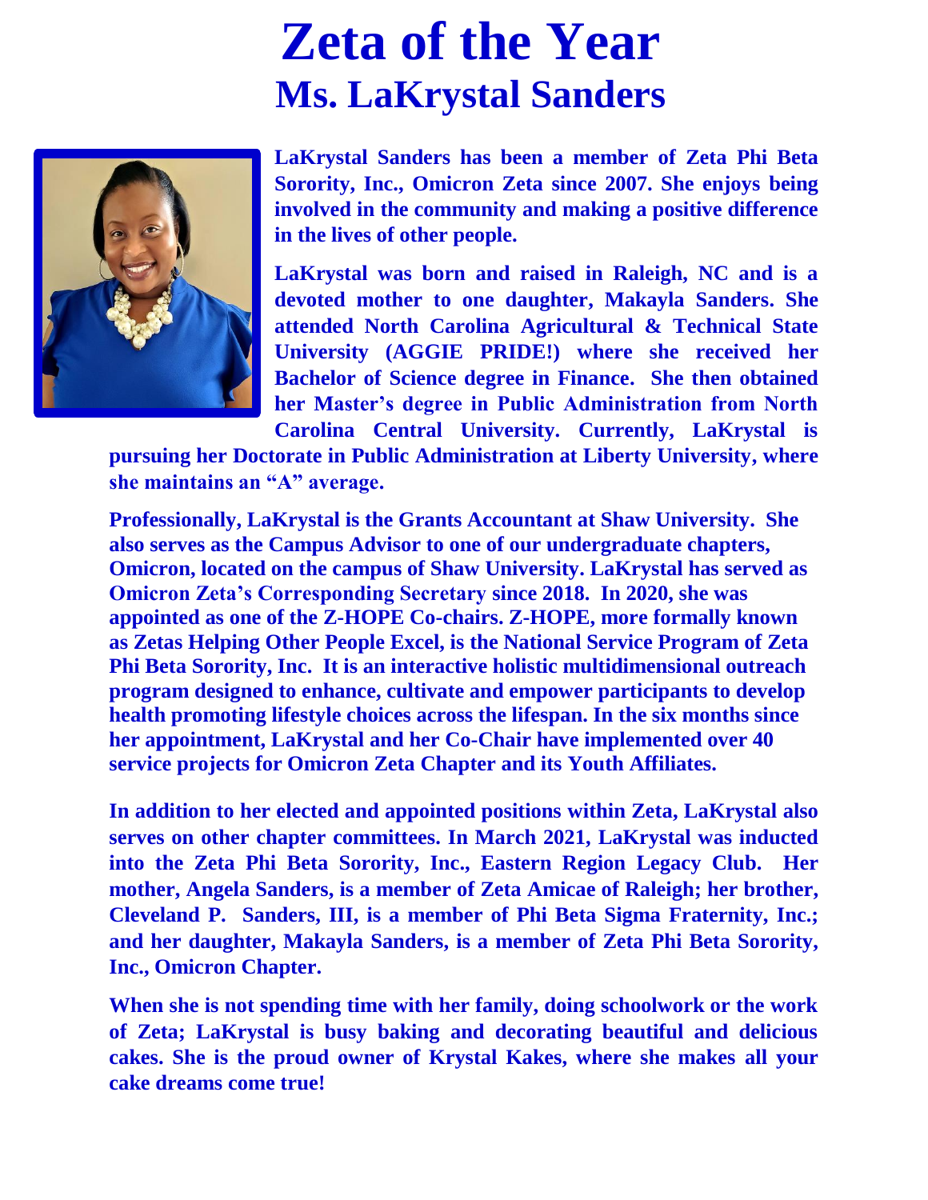# Zeta of the Year

## Ms. LaKrystal Sanders

**LaKrystal Sanders has been a member of Zeta Phi Beta Sorority, Inc., Omicron Zeta since 2007. She enjoys being involved in the community and making a positive difference in the lives of other people.**

**LaKrystal was born and raised in Raleigh, NC and is a devoted mother to one daughter, Makayla Sanders. She attended North Carolina Agricultural & Technical State University (AGGIE PRIDE!) where she received her Bachelor of Science degree in Finance. She then obtained her Master's degree in Public Administration from North Carolina Central University. Currently, LaKrystal is pursuing her Doctorate in Public Administration at Liberty University, where she maintains an "A" average.**

**Professionally, LaKrystal is the Grants Accountant at Shaw University. She also serves as the Campus Advisor to one of our undergraduate chapters, Omicron, located on the campus of Shaw University. LaKrystal has served as Omicron Zeta's Corresponding Secretary since 2018. In 2020, she was appointed as one of the Z-HOPE Co-chairs. Z-HOPE, more formally known as Zetas Helping Other People Excel, is the National Service Program of Zeta Phi Beta Sorority, Inc. It is an interactive holistic multidimensional outreach program designed to enhance, cultivate and empower participants to develop health promoting lifestyle choices across the lifespan. In the six months since her appointment, LaKrystal and her Co-Chair have implemented over 40 service projects for Omicron Zeta Chapter and its Youth Affiliates.**

**In addition to her elected and appointed positions within Zeta, LaKrystal also serves on other chapter committees. In March 2021, LaKrystal was inducted into the Zeta Phi Beta Sorority, Inc., Eastern Region Legacy Club. Her mother, Angela Sanders, is a member of Zeta Amicae of Raleigh; her brother, Cleveland P. Sanders, III, is a member of Phi Beta Sigma Fraternity, Inc.; and her daughter, Makayla Sanders, is a member of Zeta Phi Beta Sorority, Inc., Omicron Chapter.**

**When she is not spending time with her family, doing schoolwork or the work of Zeta; LaKrystal is busy baking and decorating beautiful and delicious cakes. She is the proud owner of Krystal Kakes, where she makes all your cake dreams come true!**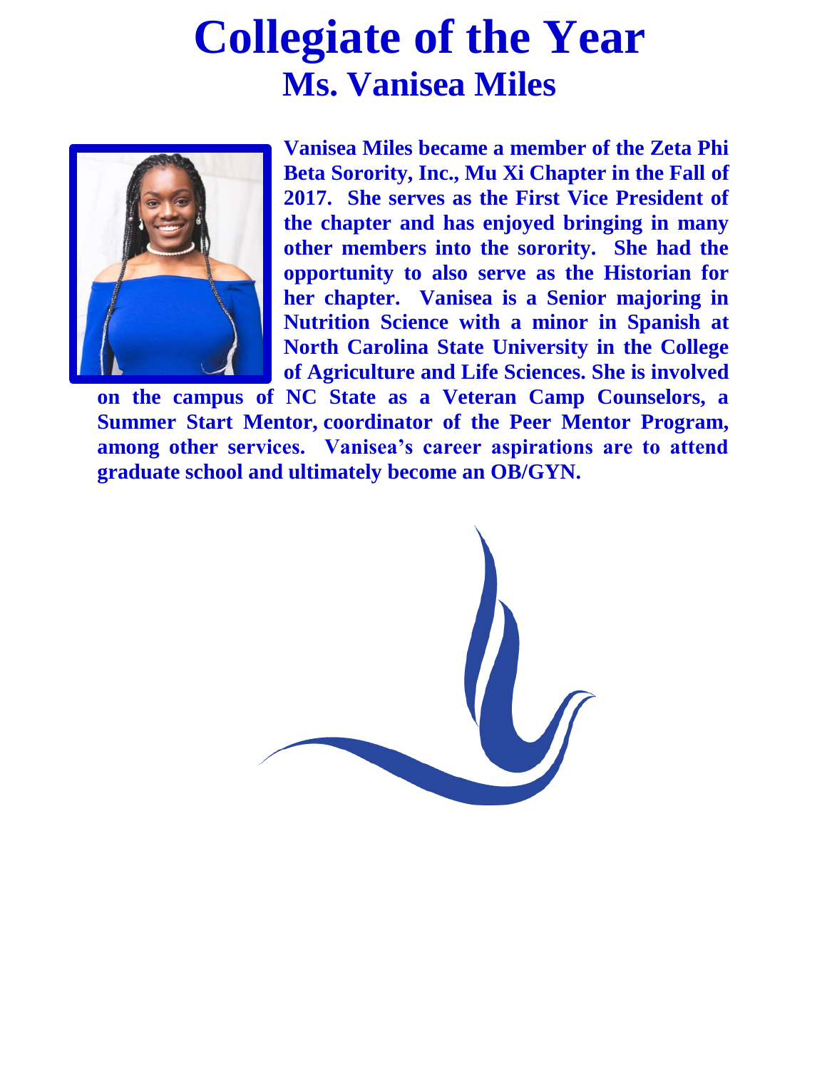# Collegiate of the Year

## Ms. Vanisea Miles

**Vanisea Miles became a member of the Zeta Phi Beta Sorority, Inc., Mu Xi Chapter in the Fall of 2017. She serves as the First Vice President of the chapter and has enjoyed bringing in many other members into the sorority. She had the opportunity to also serve as the Historian for her chapter. Vanisea is a Senior majoring in Nutrition Science with a minor in Spanish at North Carolina State University in the College of Agriculture and Life Sciences. She is involved on the campus of NC State as a Veteran Camp Counselors, a Summer Start Mentor, coordinator of the Peer Mentor Program, among other services. Vanisea's career aspirations are to attend graduate school and ultimately become an OB/GYN.**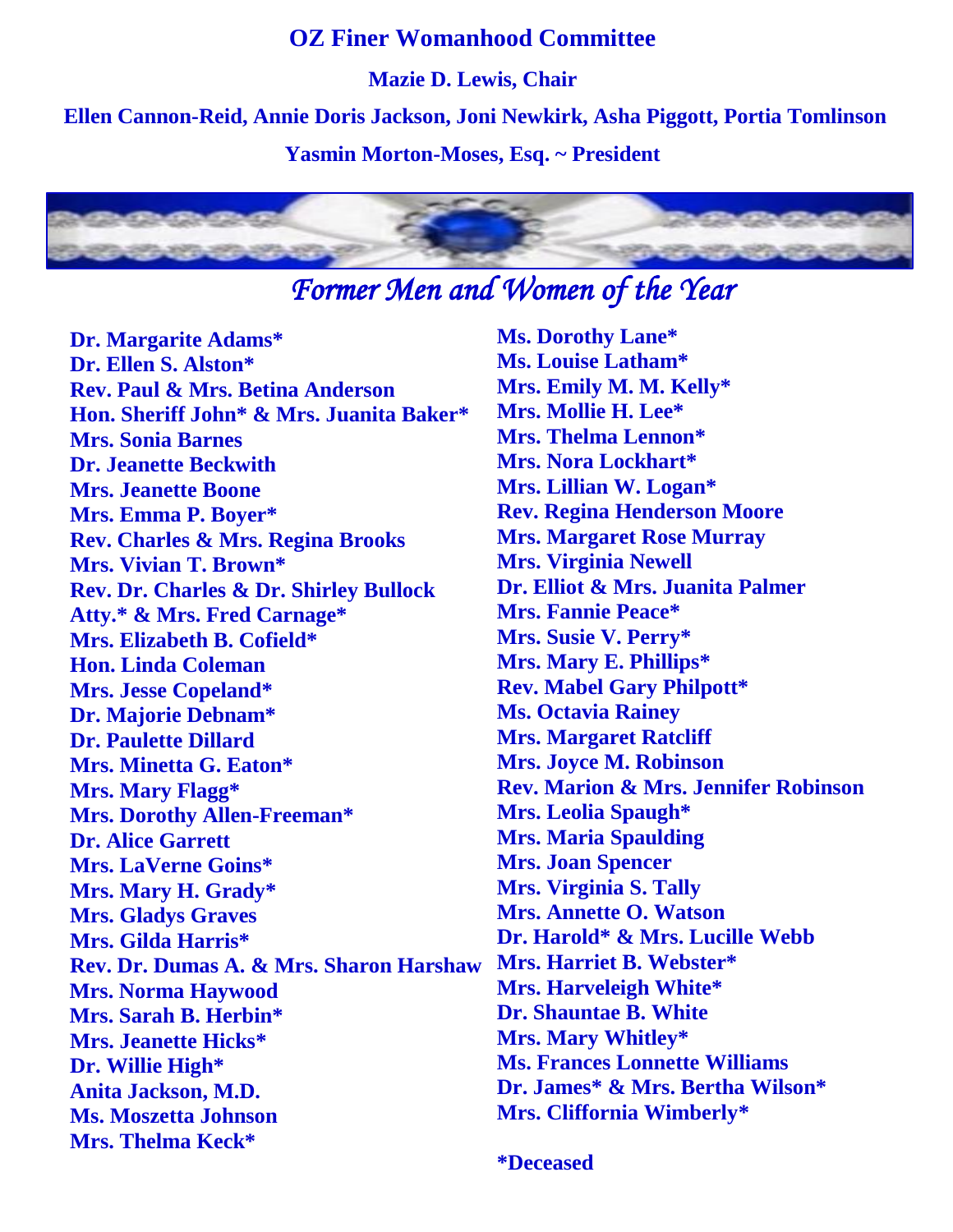# OZ Finer Womanhood Committee

**Mazie D. Lewis, Chair**

**Ellen Cannon-Reid, Annie Doris Jackson, Joni Newkirk, Asha Piggott, Portia Tomlinson**

**Yasmin Morton-Moses, Esq. ~ President**

## *Former Men and Women of the Year*

**Dr. Margarite Adams***
**Dr. Ellen S. Alston***
**Rev. Paul & Mrs. Betina Anderson**
**Hon. Sheriff John* & Mrs. Juanita Baker***
**Mrs. Sonia Barnes**
**Dr. Jeanette Beckwith**
**Mrs. Jeanette Boone**
**Mrs. Emma P. Boyer***
**Rev. Charles & Mrs. Regina Brooks**
**Mrs. Vivian T. Brown***
**Rev. Dr. Charles & Dr. Shirley Bullock**
**Atty.* & Mrs. Fred Carnage***
**Mrs. Elizabeth B. Cofield***
**Hon. Linda Coleman**
**Mrs. Jesse Copeland***
**Dr. Majorie Debnam***
**Dr. Paulette Dillard**
**Mrs. Minetta G. Eaton***
**Mrs. Mary Flagg***
**Mrs. Dorothy Allen-Freeman***
**Dr. Alice Garrett**
**Mrs. LaVerne Goins***
**Mrs. Mary H. Grady***
**Mrs. Gladys Graves**
**Mrs. Gilda Harris***
**Rev. Dr. Dumas A. & Mrs. Sharon Harshaw**
**Mrs. Norma Haywood**
**Mrs. Sarah B. Herbin***
**Mrs. Jeanette Hicks***
**Dr. Willie High***
**Anita Jackson, M.D.**
**Ms. Moszetta Johnson**
**Mrs. Thelma Keck***
**Ms. Dorothy Lane***
**Ms. Louise Latham***
**Mrs. Emily M. M. Kelly***
**Mrs. Mollie H. Lee***
**Mrs. Thelma Lennon***
**Mrs. Nora Lockhart***
**Mrs. Lillian W. Logan***
**Rev. Regina Henderson Moore**
**Mrs. Margaret Rose Murray**
**Mrs. Virginia Newell**
**Dr. Elliot & Mrs. Juanita Palmer**
**Mrs. Fannie Peace***
**Mrs. Susie V. Perry***
**Mrs. Mary E. Phillips***
**Rev. Mabel Gary Philpott***
**Ms. Octavia Rainey**
**Mrs. Margaret Ratcliff**
**Mrs. Joyce M. Robinson**
**Rev. Marion & Mrs. Jennifer Robinson**
**Mrs. Leolia Spaugh***
**Mrs. Maria Spaulding**
**Mrs. Joan Spencer**
**Mrs. Virginia S. Tally**
**Mrs. Annette O. Watson**
**Dr. Harold* & Mrs. Lucille Webb**
**Mrs. Harriet B. Webster***
**Mrs. Harveleigh White***
**Dr. Shauntae B. White**
**Mrs. Mary Whitley***
**Ms. Frances Lonnette Williams**
**Dr. James* & Mrs. Bertha Wilson***
**Mrs. Cliffornia Wimberly***

***Deceased**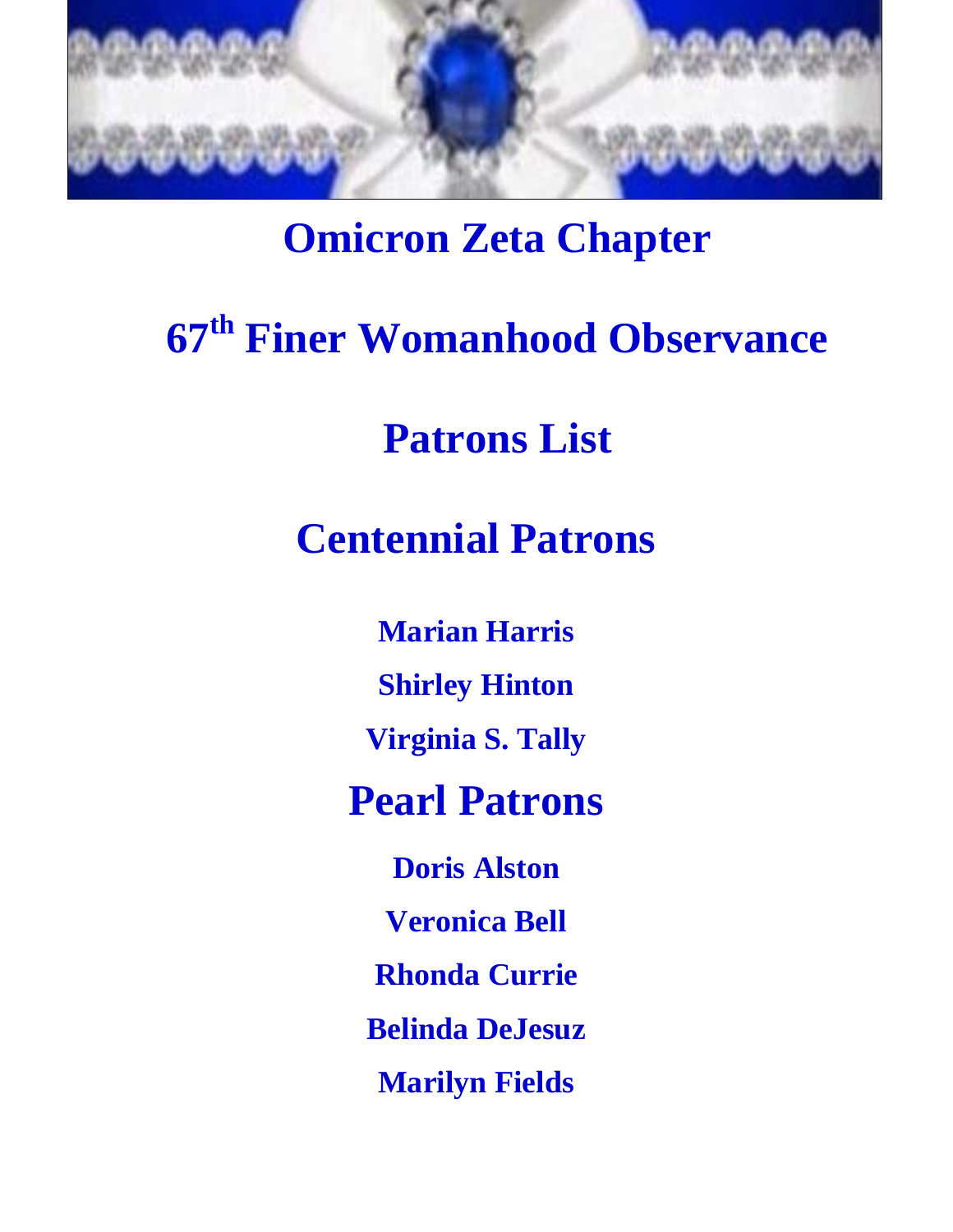# Omicron Zeta Chapter

# 67th Finer Womanhood Observance

# Patrons List

## Centennial Patrons

**Marian Harris**

**Shirley Hinton**

**Virginia S. Tally**

## Pearl Patrons

**Doris Alston**

**Veronica Bell**

**Rhonda Currie**

**Belinda DeJesuz**

**Marilyn Fields**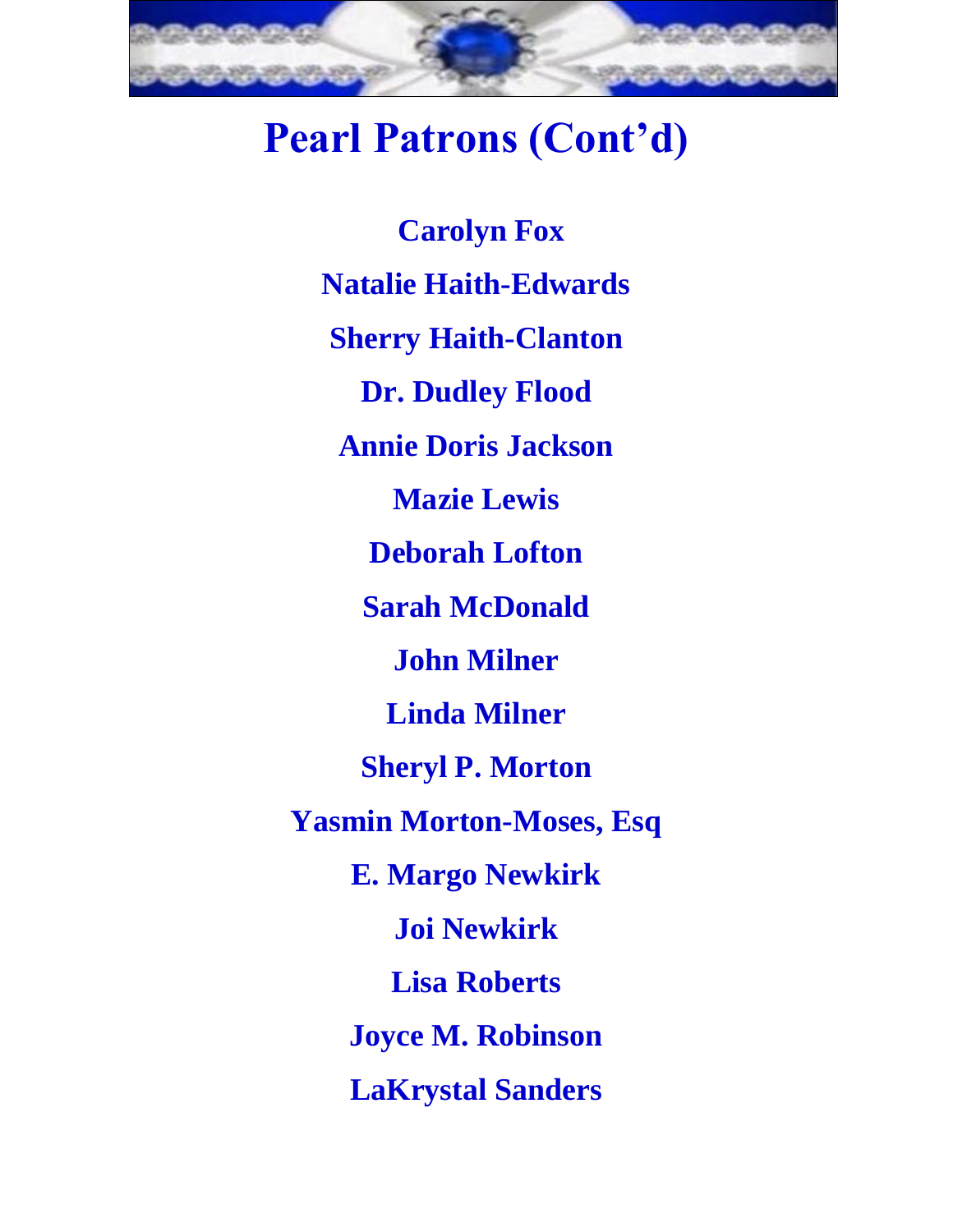# Pearl Patrons (Cont'd)

**Carolyn Fox**

**Natalie Haith-Edwards**

**Sherry Haith-Clanton**

**Dr. Dudley Flood**

**Annie Doris Jackson**

**Mazie Lewis**

**Deborah Lofton**

**Sarah McDonald**

**John Milner**

**Linda Milner**

**Sheryl P. Morton**

**Yasmin Morton-Moses, Esq**

**E. Margo Newkirk**

**Joi Newkirk**

**Lisa Roberts**

**Joyce M. Robinson**

**LaKrystal Sanders**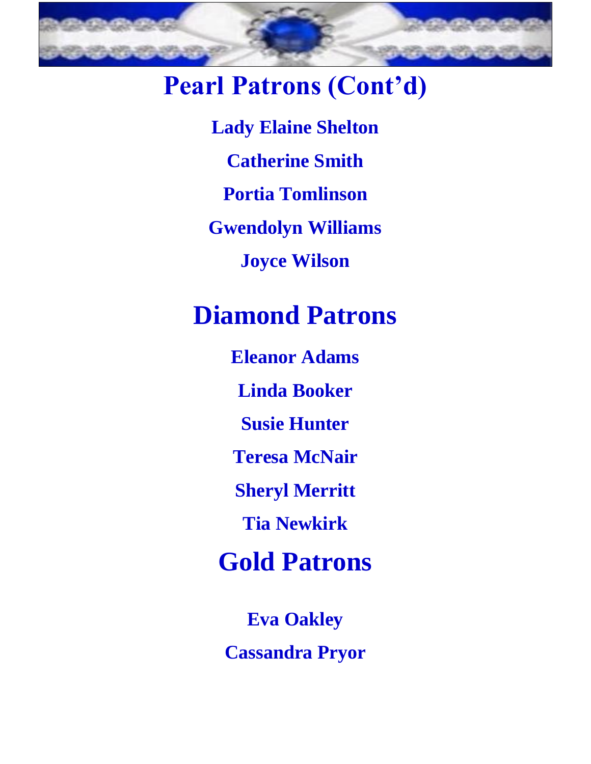# Pearl Patrons (Cont'd)

**Lady Elaine Shelton**

**Catherine Smith**

**Portia Tomlinson**

**Gwendolyn Williams**

**Joyce Wilson**

# Diamond Patrons

**Eleanor Adams**

**Linda Booker**

**Susie Hunter**

**Teresa McNair**

**Sheryl Merritt**

**Tia Newkirk**

# Gold Patrons

**Eva Oakley**

**Cassandra Pryor**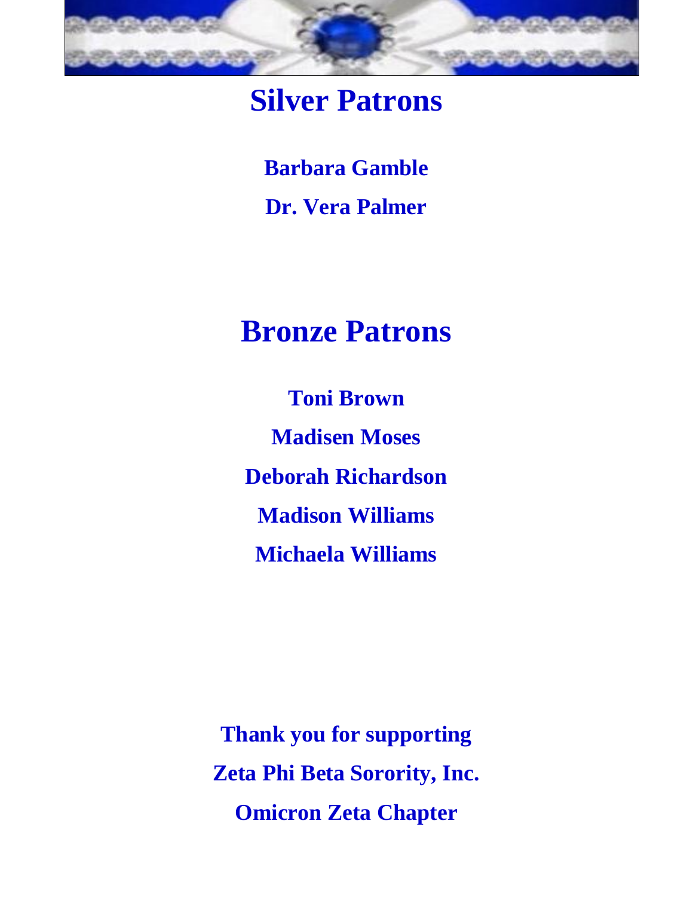# Silver Patrons

**Barbara Gamble**

**Dr. Vera Palmer**

# Bronze Patrons

**Toni Brown**

**Madisen Moses**

**Deborah Richardson**

**Madison Williams**

**Michaela Williams**

**Thank you for supporting**

**Zeta Phi Beta Sorority, Inc.**

**Omicron Zeta Chapter**